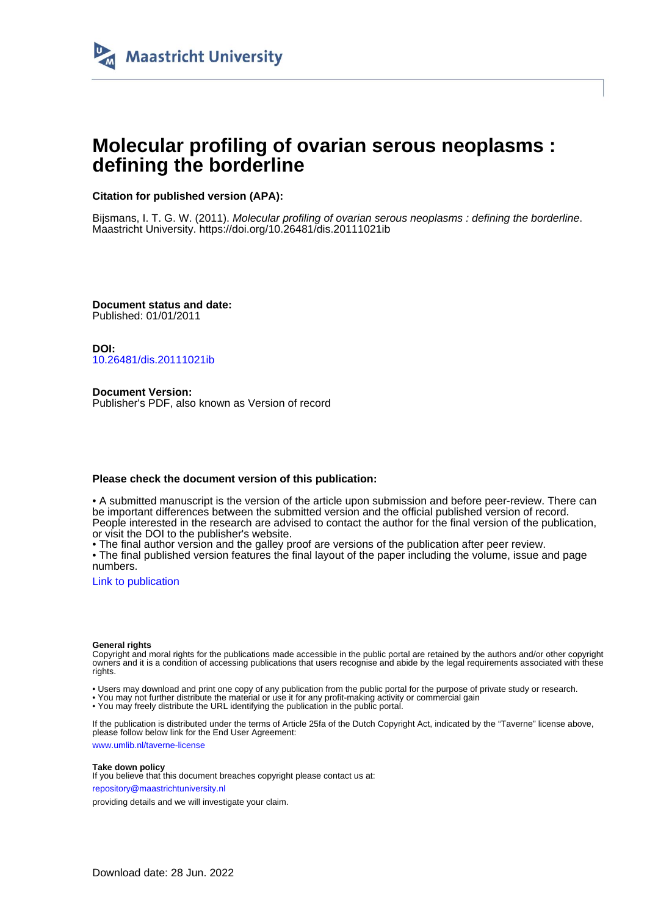Maastricht University

# Molecular profiling of ovarian serous neoplasms : defining the borderline

**Citation for published version (APA):**

Bijsmans, I. T. G. W. (2011). *Molecular profiling of ovarian serous neoplasms : defining the borderline*. Maastricht University. https://doi.org/10.26481/dis.20111021ib

**Document status and date:**
Published: 01/01/2011

**DOI:**
10.26481/dis.20111021ib

**Document Version:**
Publisher's PDF, also known as Version of record

**Please check the document version of this publication:**

• A submitted manuscript is the version of the article upon submission and before peer-review. There can be important differences between the submitted version and the official published version of record. People interested in the research are advised to contact the author for the final version of the publication, or visit the DOI to the publisher's website.
• The final author version and the galley proof are versions of the publication after peer review.
• The final published version features the final layout of the paper including the volume, issue and page numbers.

Link to publication

**General rights**
Copyright and moral rights for the publications made accessible in the public portal are retained by the authors and/or other copyright owners and it is a condition of accessing publications that users recognise and abide by the legal requirements associated with these rights.

• Users may download and print one copy of any publication from the public portal for the purpose of private study or research.
• You may not further distribute the material or use it for any profit-making activity or commercial gain
• You may freely distribute the URL identifying the publication in the public portal.

If the publication is distributed under the terms of Article 25fa of the Dutch Copyright Act, indicated by the "Taverne" license above, please follow below link for the End User Agreement:

www.umlib.nl/taverne-license

**Take down policy**
If you believe that this document breaches copyright please contact us at:

repository@maastrichtuniversity.nl

providing details and we will investigate your claim.

Download date: 28 Jun. 2022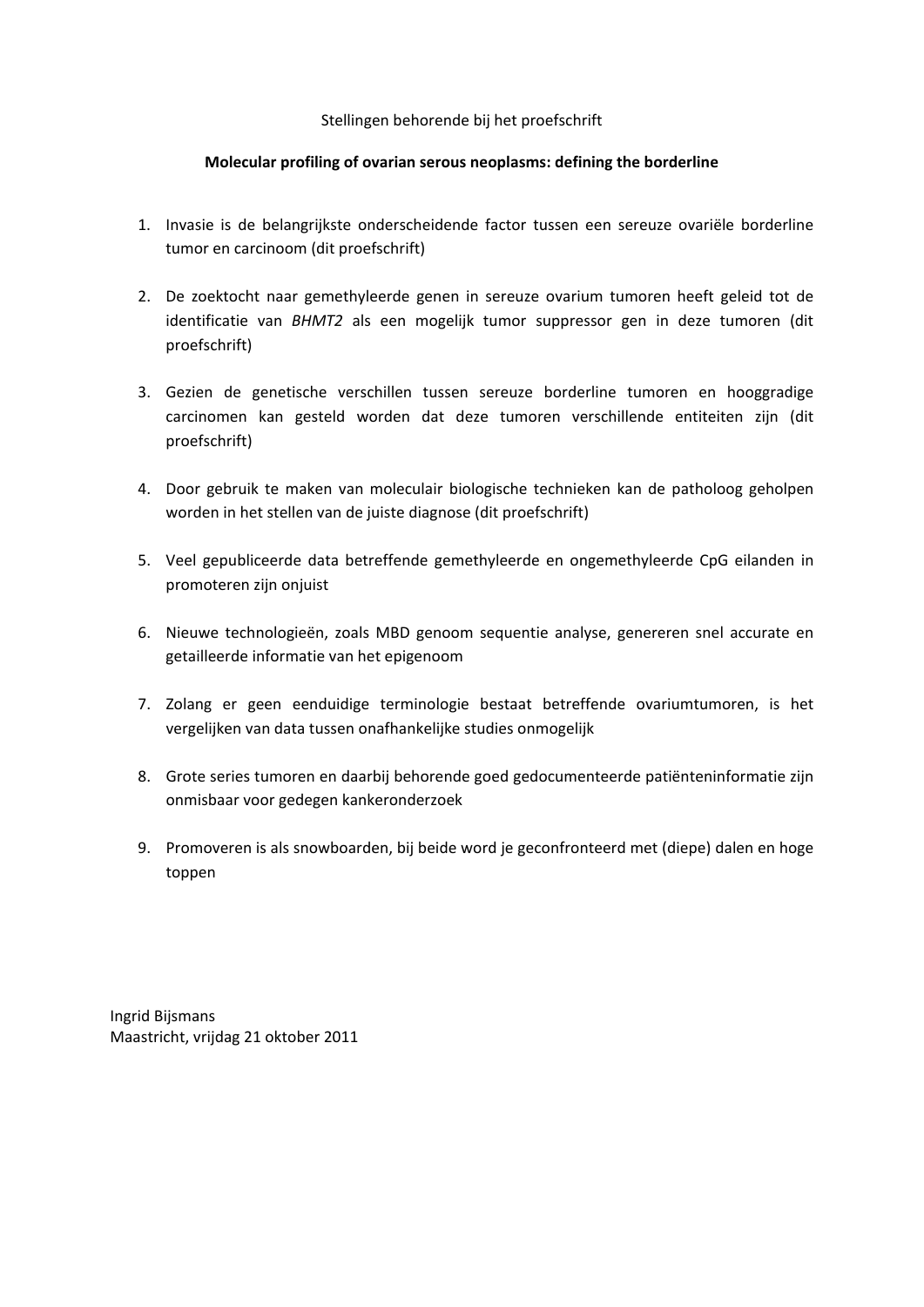Stellingen behorende bij het proefschrift

**Molecular profiling of ovarian serous neoplasms: defining the borderline**

1. Invasie is de belangrijkste onderscheidende factor tussen een sereuze ovariële borderline tumor en carcinoom (dit proefschrift)

2. De zoektocht naar gemethyleerde genen in sereuze ovarium tumoren heeft geleid tot de identificatie van *BHMT2* als een mogelijk tumor suppressor gen in deze tumoren (dit proefschrift)

3. Gezien de genetische verschillen tussen sereuze borderline tumoren en hooggradige carcinomen kan gesteld worden dat deze tumoren verschillende entiteiten zijn (dit proefschrift)

4. Door gebruik te maken van moleculair biologische technieken kan de patholoog geholpen worden in het stellen van de juiste diagnose (dit proefschrift)

5. Veel gepubliceerde data betreffende gemethyleerde en ongemethyleerde CpG eilanden in promoteren zijn onjuist

6. Nieuwe technologieën, zoals MBD genoom sequentie analyse, genereren snel accurate en getailleerde informatie van het epigenoom

7. Zolang er geen eenduidige terminologie bestaat betreffende ovariumtumoren, is het vergelijken van data tussen onafhankelijke studies onmogelijk

8. Grote series tumoren en daarbij behorende goed gedocumenteerde patiënteninformatie zijn onmisbaar voor gedegen kankeronderzoek

9. Promoveren is als snowboarden, bij beide word je geconfronteerd met (diepe) dalen en hoge toppen

Ingrid Bijsmans
Maastricht, vrijdag 21 oktober 2011